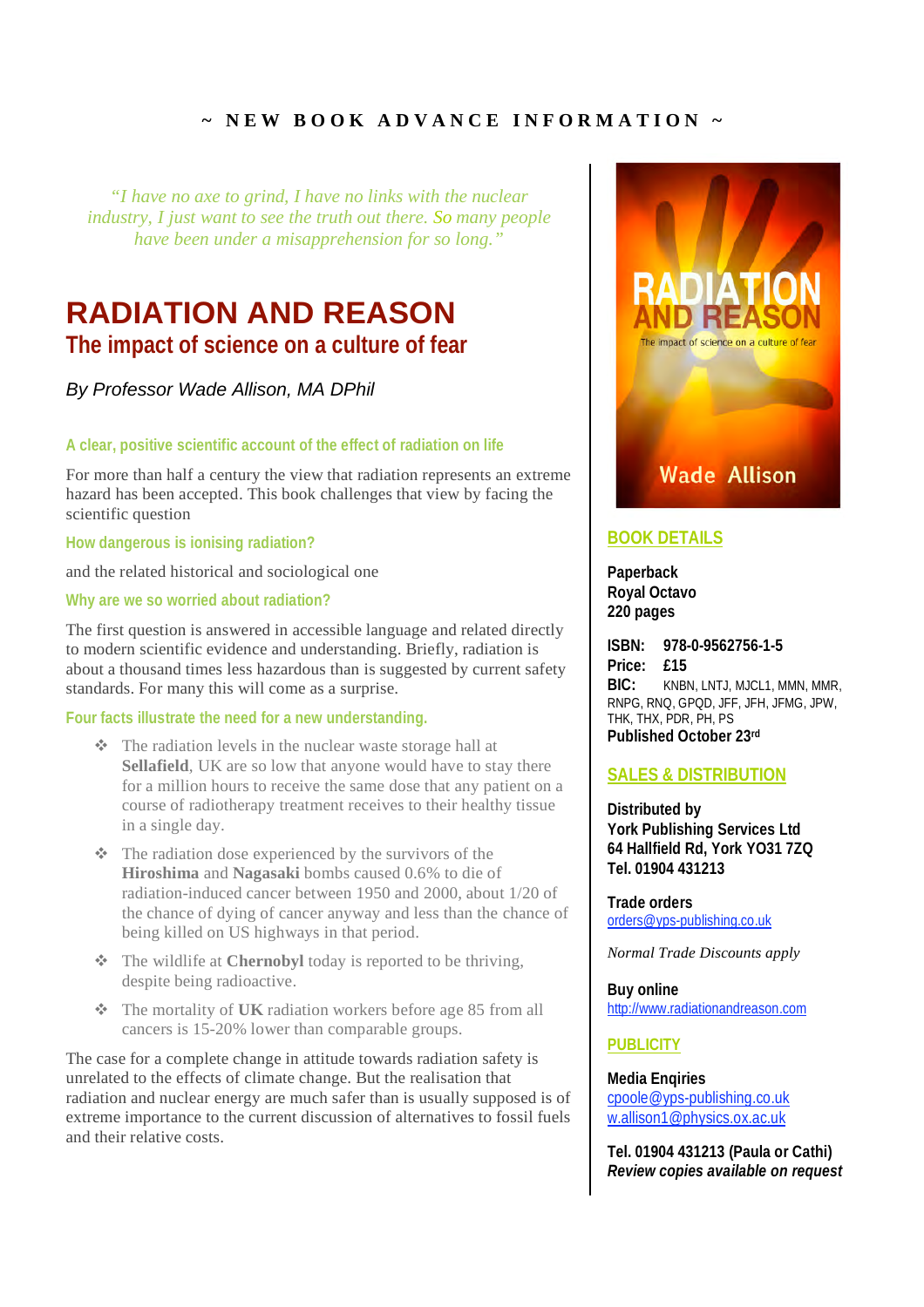~ NEW BOOK ADVANCE INFORMATION ~

*"I have no axe to grind, I have no links with the nuclear industry, I just want to see the truth out there. So many people have been under a misapprehension for so long."*

# RADIATION AND REASON

## The impact of science on a culture of fear

*By Professor Wade Allison, MA DPhil*

### A clear, positive scientific account of the effect of radiation on life

For more than half a century the view that radiation represents an extreme hazard has been accepted. This book challenges that view by facing the scientific question

### How dangerous is ionising radiation?

and the related historical and sociological one

### Why are we so worried about radiation?

The first question is answered in accessible language and related directly to modern scientific evidence and understanding. Briefly, radiation is about a thousand times less hazardous than is suggested by current safety standards. For many this will come as a surprise.

### Four facts illustrate the need for a new understanding.

- The radiation levels in the nuclear waste storage hall at **Sellafield**, UK are so low that anyone would have to stay there for a million hours to receive the same dose that any patient on a course of radiotherapy treatment receives to their healthy tissue in a single day.
- The radiation dose experienced by the survivors of the **Hiroshima** and **Nagasaki** bombs caused 0.6% to die of radiation-induced cancer between 1950 and 2000, about 1/20 of the chance of dying of cancer anyway and less than the chance of being killed on US highways in that period.
- The wildlife at **Chernobyl** today is reported to be thriving, despite being radioactive.
- The mortality of **UK** radiation workers before age 85 from all cancers is 15-20% lower than comparable groups.

The case for a complete change in attitude towards radiation safety is unrelated to the effects of climate change. But the realisation that radiation and nuclear energy are much safer than is usually supposed is of extreme importance to the current discussion of alternatives to fossil fuels and their relative costs.

## BOOK DETAILS

**Paperback**
**Royal Octavo**
**220 pages**

**ISBN: 978-0-9562756-1-5**
**Price: £15**
**BIC:** KNBN, LNTJ, MJCL1, MMN, MMR, RNPG, RNQ, GPQD, JFF, JFH, JFMG, JPW, THK, THX, PDR, PH, PS
**Published October 23rd**

## SALES & DISTRIBUTION

**Distributed by**
**York Publishing Services Ltd**
**64 Hallfield Rd, York YO31 7ZQ**
**Tel. 01904 431213**

**Trade orders**
orders@yps-publishing.co.uk

*Normal Trade Discounts apply*

**Buy online**
http://www.radiationandreason.com

## PUBLICITY

**Media Enqiries**
cpoole@yps-publishing.co.uk
w.allison1@physics.ox.ac.uk

**Tel. 01904 431213 (Paula or Cathi)**
***Review copies available on request***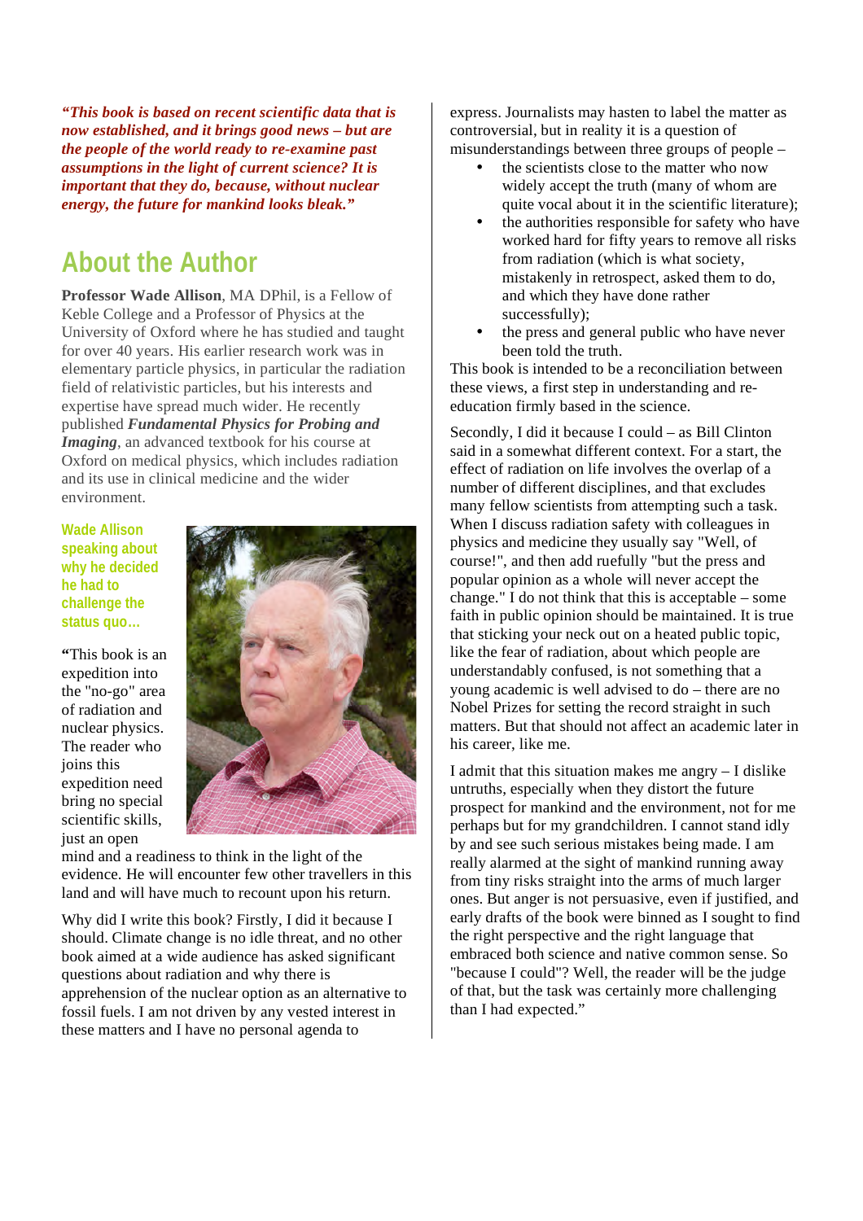***"This book is based on recent scientific data that is now established, and it brings good news – but are the people of the world ready to re-examine past assumptions in the light of current science? It is important that they do, because, without nuclear energy, the future for mankind looks bleak."***

## About the Author

**Professor Wade Allison**, MA DPhil, is a Fellow of Keble College and a Professor of Physics at the University of Oxford where he has studied and taught for over 40 years. His earlier research work was in elementary particle physics, in particular the radiation field of relativistic particles, but his interests and expertise have spread much wider. He recently published ***Fundamental Physics for Probing and Imaging***, an advanced textbook for his course at Oxford on medical physics, which includes radiation and its use in clinical medicine and the wider environment.

**Wade Allison speaking about why he decided he had to challenge the status quo…**

**"**This book is an expedition into the "no-go" area of radiation and nuclear physics. The reader who joins this expedition need bring no special scientific skills, just an open mind and a readiness to think in the light of the evidence. He will encounter few other travellers in this land and will have much to recount upon his return.

Why did I write this book? Firstly, I did it because I should. Climate change is no idle threat, and no other book aimed at a wide audience has asked significant questions about radiation and why there is apprehension of the nuclear option as an alternative to fossil fuels. I am not driven by any vested interest in these matters and I have no personal agenda to express. Journalists may hasten to label the matter as controversial, but in reality it is a question of misunderstandings between three groups of people –

- the scientists close to the matter who now widely accept the truth (many of whom are quite vocal about it in the scientific literature);
- the authorities responsible for safety who have worked hard for fifty years to remove all risks from radiation (which is what society, mistakenly in retrospect, asked them to do, and which they have done rather successfully);
- the press and general public who have never been told the truth.

This book is intended to be a reconciliation between these views, a first step in understanding and re-education firmly based in the science.

Secondly, I did it because I could – as Bill Clinton said in a somewhat different context. For a start, the effect of radiation on life involves the overlap of a number of different disciplines, and that excludes many fellow scientists from attempting such a task. When I discuss radiation safety with colleagues in physics and medicine they usually say "Well, of course!", and then add ruefully "but the press and popular opinion as a whole will never accept the change." I do not think that this is acceptable – some faith in public opinion should be maintained. It is true that sticking your neck out on a heated public topic, like the fear of radiation, about which people are understandably confused, is not something that a young academic is well advised to do – there are no Nobel Prizes for setting the record straight in such matters. But that should not affect an academic later in his career, like me.

I admit that this situation makes me angry – I dislike untruths, especially when they distort the future prospect for mankind and the environment, not for me perhaps but for my grandchildren. I cannot stand idly by and see such serious mistakes being made. I am really alarmed at the sight of mankind running away from tiny risks straight into the arms of much larger ones. But anger is not persuasive, even if justified, and early drafts of the book were binned as I sought to find the right perspective and the right language that embraced both science and native common sense. So "because I could"? Well, the reader will be the judge of that, but the task was certainly more challenging than I had expected."